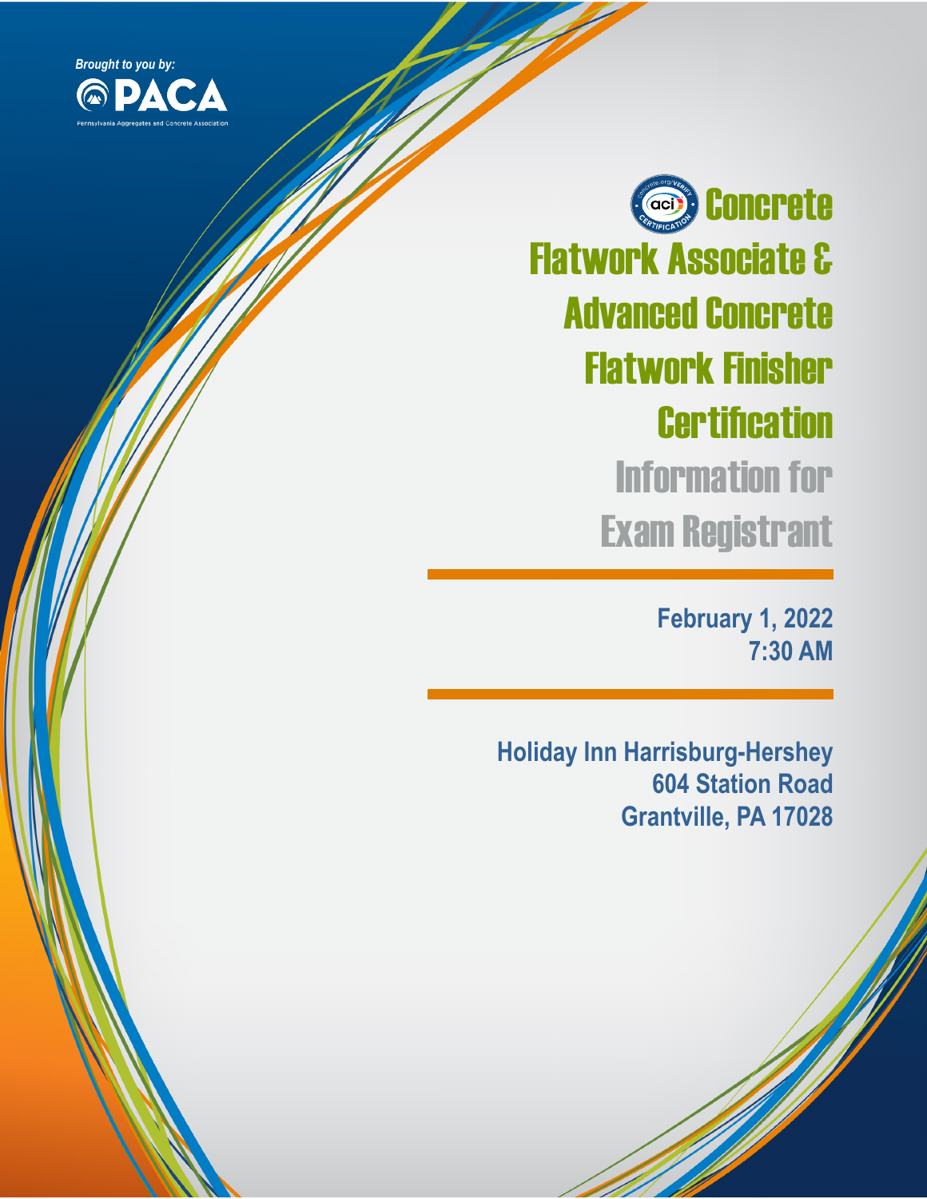*Brought to you by:*

**PACA**

Pennsylvania Aggregates and Concrete Association

# Concrete Flatwork Associate & Advanced Concrete Flatwork Finisher Certification

## Information for Exam Registrant

**February 1, 2022**
**7:30 AM**

**Holiday Inn Harrisburg-Hershey**
**604 Station Road**
**Grantville, PA 17028**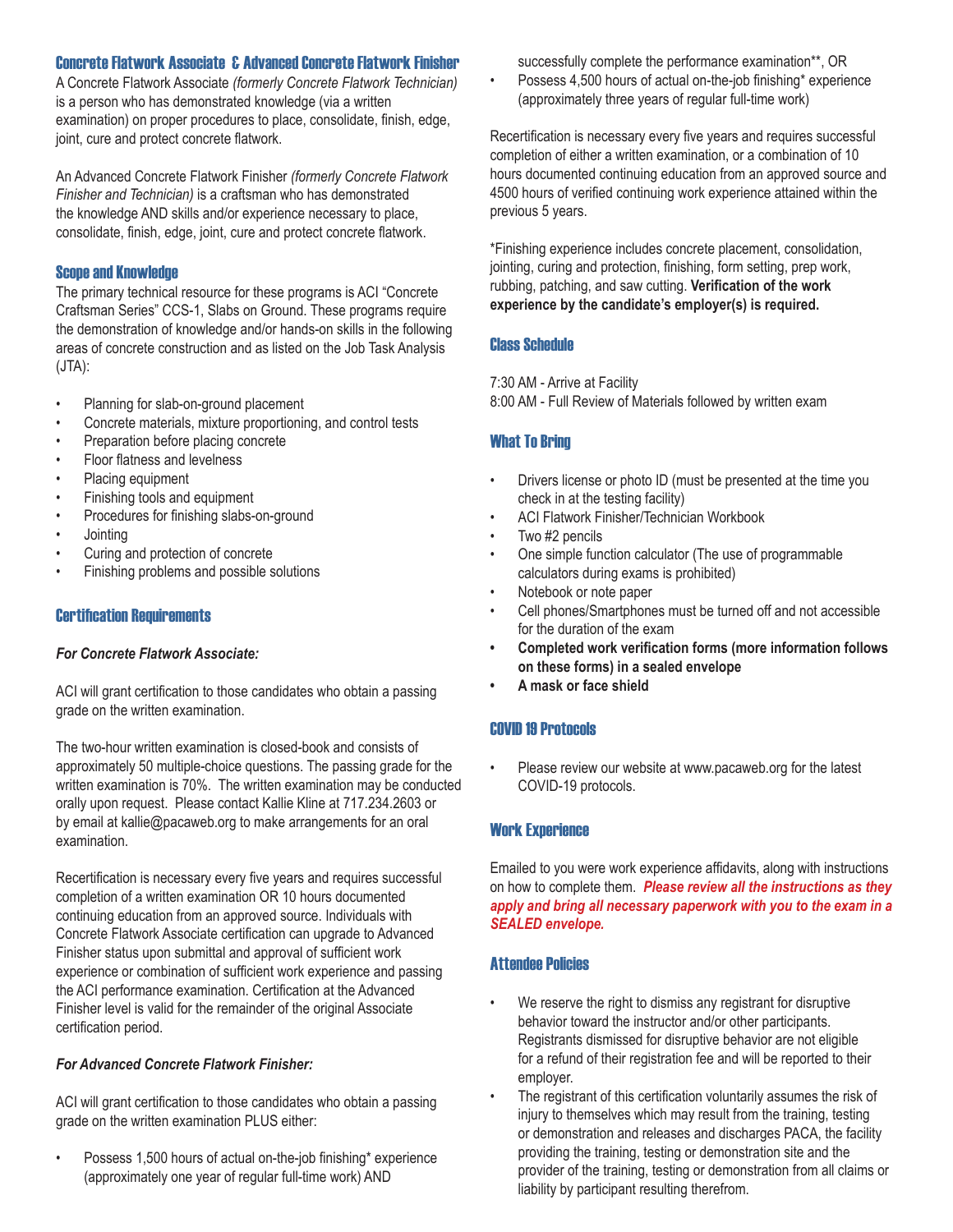## Concrete Flatwork Associate & Advanced Concrete Flatwork Finisher

A Concrete Flatwork Associate *(formerly Concrete Flatwork Technician)* is a person who has demonstrated knowledge (via a written examination) on proper procedures to place, consolidate, finish, edge, joint, cure and protect concrete flatwork.

An Advanced Concrete Flatwork Finisher *(formerly Concrete Flatwork Finisher and Technician)* is a craftsman who has demonstrated the knowledge AND skills and/or experience necessary to place, consolidate, finish, edge, joint, cure and protect concrete flatwork.

## Scope and Knowledge

The primary technical resource for these programs is ACI "Concrete Craftsman Series" CCS-1, Slabs on Ground. These programs require the demonstration of knowledge and/or hands-on skills in the following areas of concrete construction and as listed on the Job Task Analysis (JTA):

- Planning for slab-on-ground placement
- Concrete materials, mixture proportioning, and control tests
- Preparation before placing concrete
- Floor flatness and levelness
- Placing equipment
- Finishing tools and equipment
- Procedures for finishing slabs-on-ground
- Jointing
- Curing and protection of concrete
- Finishing problems and possible solutions

## Certification Requirements

***For Concrete Flatwork Associate:***

ACI will grant certification to those candidates who obtain a passing grade on the written examination.

The two-hour written examination is closed-book and consists of approximately 50 multiple-choice questions. The passing grade for the written examination is 70%. The written examination may be conducted orally upon request. Please contact Kallie Kline at 717.234.2603 or by email at kallie@pacaweb.org to make arrangements for an oral examination.

Recertification is necessary every five years and requires successful completion of a written examination OR 10 hours documented continuing education from an approved source. Individuals with Concrete Flatwork Associate certification can upgrade to Advanced Finisher status upon submittal and approval of sufficient work experience or combination of sufficient work experience and passing the ACI performance examination. Certification at the Advanced Finisher level is valid for the remainder of the original Associate certification period.

***For Advanced Concrete Flatwork Finisher:***

ACI will grant certification to those candidates who obtain a passing grade on the written examination PLUS either:

- Possess 1,500 hours of actual on-the-job finishing* experience (approximately one year of regular full-time work) AND successfully complete the performance examination**, OR
- Possess 4,500 hours of actual on-the-job finishing* experience (approximately three years of regular full-time work)

Recertification is necessary every five years and requires successful completion of either a written examination, or a combination of 10 hours documented continuing education from an approved source and 4500 hours of verified continuing work experience attained within the previous 5 years.

*Finishing experience includes concrete placement, consolidation, jointing, curing and protection, finishing, form setting, prep work, rubbing, patching, and saw cutting. **Verification of the work experience by the candidate's employer(s) is required.**

## Class Schedule

7:30 AM - Arrive at Facility
8:00 AM - Full Review of Materials followed by written exam

## What To Bring

- Drivers license or photo ID (must be presented at the time you check in at the testing facility)
- ACI Flatwork Finisher/Technician Workbook
- Two #2 pencils
- One simple function calculator (The use of programmable calculators during exams is prohibited)
- Notebook or note paper
- Cell phones/Smartphones must be turned off and not accessible for the duration of the exam
- **Completed work verification forms (more information follows on these forms) in a sealed envelope**
- **A mask or face shield**

## COVID 19 Protocols

- Please review our website at www.pacaweb.org for the latest COVID-19 protocols.

## Work Experience

Emailed to you were work experience affidavits, along with instructions on how to complete them. ***Please review all the instructions as they apply and bring all necessary paperwork with you to the exam in a SEALED envelope.***

## Attendee Policies

- We reserve the right to dismiss any registrant for disruptive behavior toward the instructor and/or other participants. Registrants dismissed for disruptive behavior are not eligible for a refund of their registration fee and will be reported to their employer.
- The registrant of this certification voluntarily assumes the risk of injury to themselves which may result from the training, testing or demonstration and releases and discharges PACA, the facility providing the training, testing or demonstration site and the provider of the training, testing or demonstration from all claims or liability by participant resulting therefrom.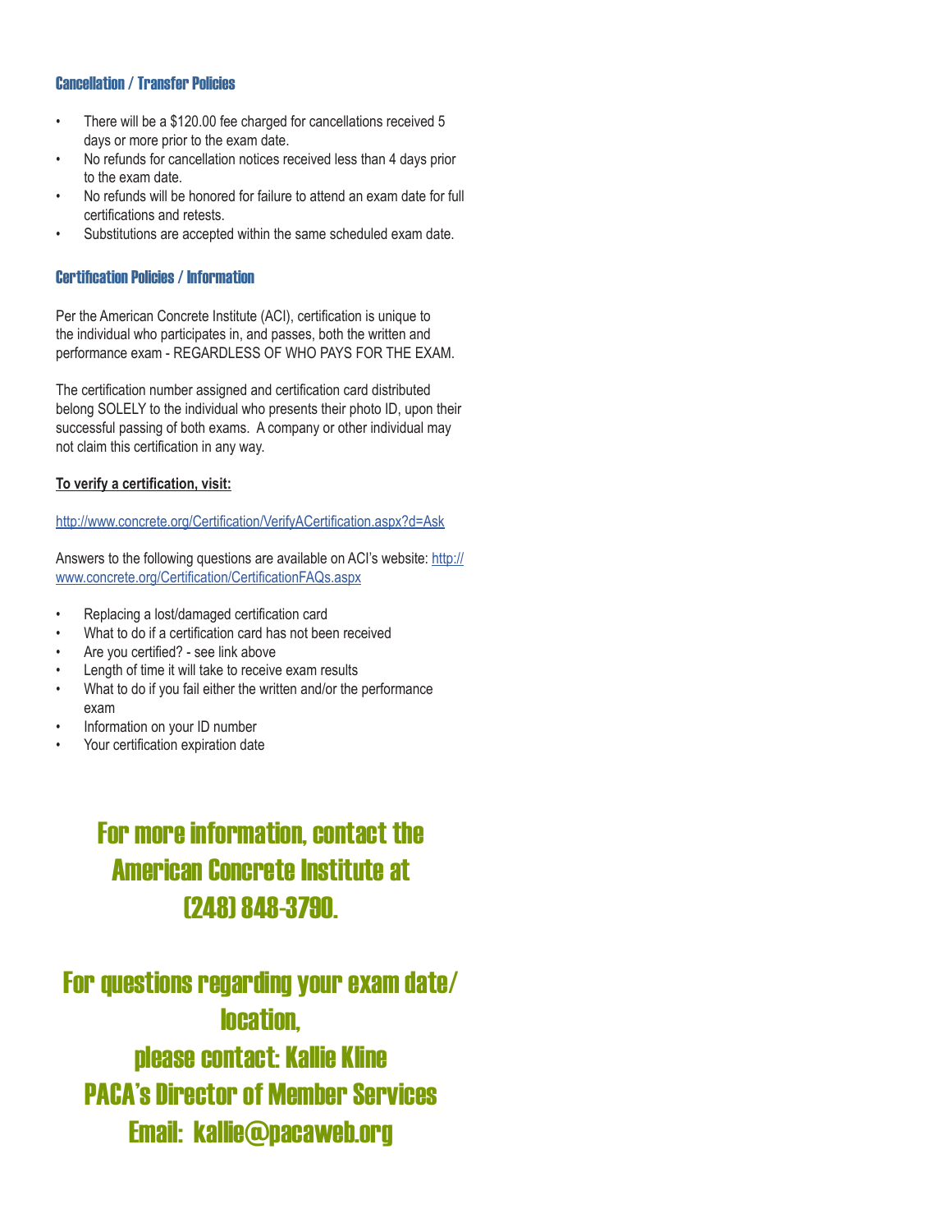## Cancellation / Transfer Policies

- There will be a $120.00 fee charged for cancellations received 5 days or more prior to the exam date.
- No refunds for cancellation notices received less than 4 days prior to the exam date.
- No refunds will be honored for failure to attend an exam date for full certifications and retests.
- Substitutions are accepted within the same scheduled exam date.

## Certification Policies / Information

Per the American Concrete Institute (ACI), certification is unique to the individual who participates in, and passes, both the written and performance exam - REGARDLESS OF WHO PAYS FOR THE EXAM.

The certification number assigned and certification card distributed belong SOLELY to the individual who presents their photo ID, upon their successful passing of both exams. A company or other individual may not claim this certification in any way.

**To verify a certification, visit:**

http://www.concrete.org/Certification/VerifyACertification.aspx?d=Ask

Answers to the following questions are available on ACI's website: http://www.concrete.org/Certification/CertificationFAQs.aspx

- Replacing a lost/damaged certification card
- What to do if a certification card has not been received
- Are you certified? - see link above
- Length of time it will take to receive exam results
- What to do if you fail either the written and/or the performance exam
- Information on your ID number
- Your certification expiration date

## For more information, contact the American Concrete Institute at (248) 848-3790.

## For questions regarding your exam date/ location, please contact: Kallie Kline PACA's Director of Member Services Email: kallie@pacaweb.org